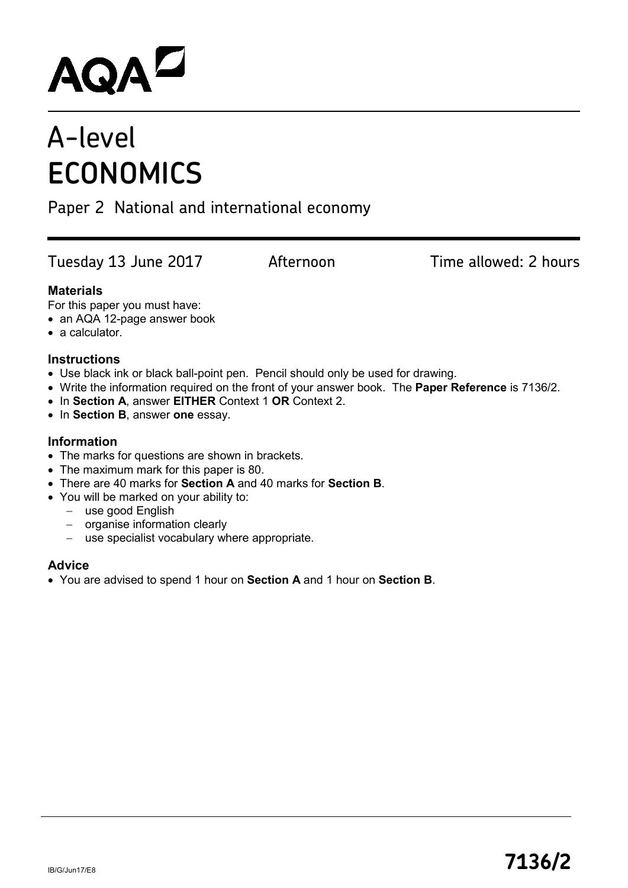AQA

# A-level ECONOMICS

Paper 2 National and international economy

Tuesday 13 June 2017 Afternoon Time allowed: 2 hours

**Materials**

For this paper you must have:

- an AQA 12-page answer book
- a calculator.

**Instructions**

- Use black ink or black ball-point pen. Pencil should only be used for drawing.
- Write the information required on the front of your answer book. The **Paper Reference** is 7136/2.
- In **Section A**, answer **EITHER** Context 1 **OR** Context 2.
- In **Section B**, answer **one** essay.

**Information**

- The marks for questions are shown in brackets.
- The maximum mark for this paper is 80.
- There are 40 marks for **Section A** and 40 marks for **Section B**.
- You will be marked on your ability to:
  - use good English
  - organise information clearly
  - use specialist vocabulary where appropriate.

**Advice**

- You are advised to spend 1 hour on **Section A** and 1 hour on **Section B**.

IB/G/Jun17/E8

**7136/2**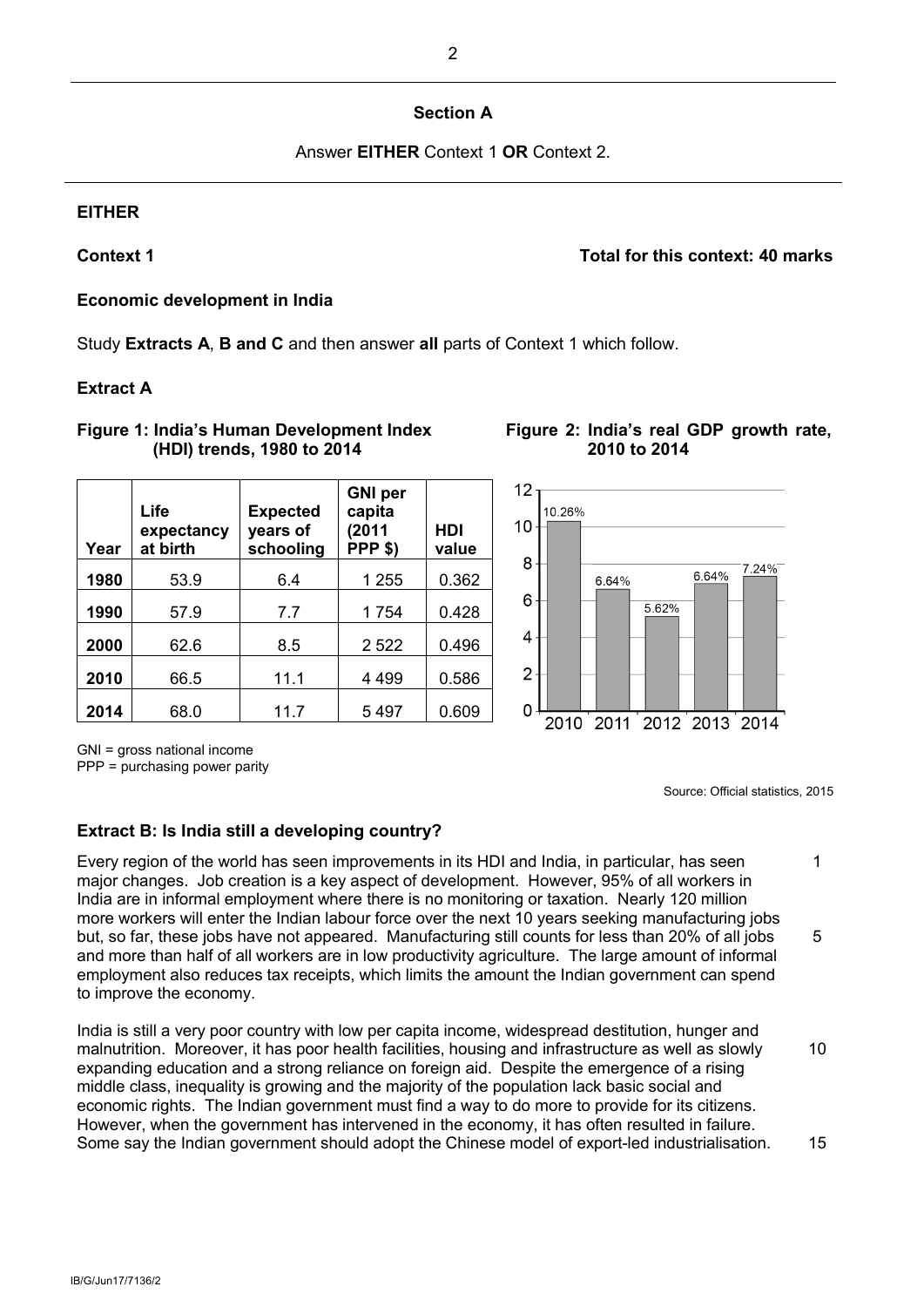## Section A

Answer **EITHER** Context 1 **OR** Context 2.

**EITHER**

**Context 1** **Total for this context: 40 marks**

**Economic development in India**

Study **Extracts A**, **B and C** and then answer **all** parts of Context 1 which follow.

### Extract A

**Figure 1: India's Human Development Index (HDI) trends, 1980 to 2014**

| Year | Life expectancy at birth | Expected years of schooling | GNI per capita (2011 PPP $) | HDI value |
|---|---|---|---|---|
| **1980** | 53.9 | 6.4 | 1 255 | 0.362 |
| **1990** | 57.9 | 7.7 | 1 754 | 0.428 |
| **2000** | 62.6 | 8.5 | 2 522 | 0.496 |
| **2010** | 66.5 | 11.1 | 4 499 | 0.586 |
| **2014** | 68.0 | 11.7 | 5 497 | 0.609 |

GNI = gross national income
PPP = purchasing power parity

**Figure 2: India's real GDP growth rate, 2010 to 2014**

12
10
8
6
4
2
0

10.26%
6.64%
5.62%
6.64%
7.24%

2010 2011 2012 2013 2014

Source: Official statistics, 2015

### Extract B: Is India still a developing country?

Every region of the world has seen improvements in its HDI and India, in particular, has seen major changes. Job creation is a key aspect of development. However, 95% of all workers in India are in informal employment where there is no monitoring or taxation. Nearly 120 million more workers will enter the Indian labour force over the next 10 years seeking manufacturing jobs but, so far, these jobs have not appeared. Manufacturing still counts for less than 20% of all jobs and more than half of all workers are in low productivity agriculture. The large amount of informal employment also reduces tax receipts, which limits the amount the Indian government can spend to improve the economy.

India is still a very poor country with low per capita income, widespread destitution, hunger and malnutrition. Moreover, it has poor health facilities, housing and infrastructure as well as slowly expanding education and a strong reliance on foreign aid. Despite the emergence of a rising middle class, inequality is growing and the majority of the population lack basic social and economic rights. The Indian government must find a way to do more to provide for its citizens. However, when the government has intervened in the economy, it has often resulted in failure. Some say the Indian government should adopt the Chinese model of export-led industrialisation.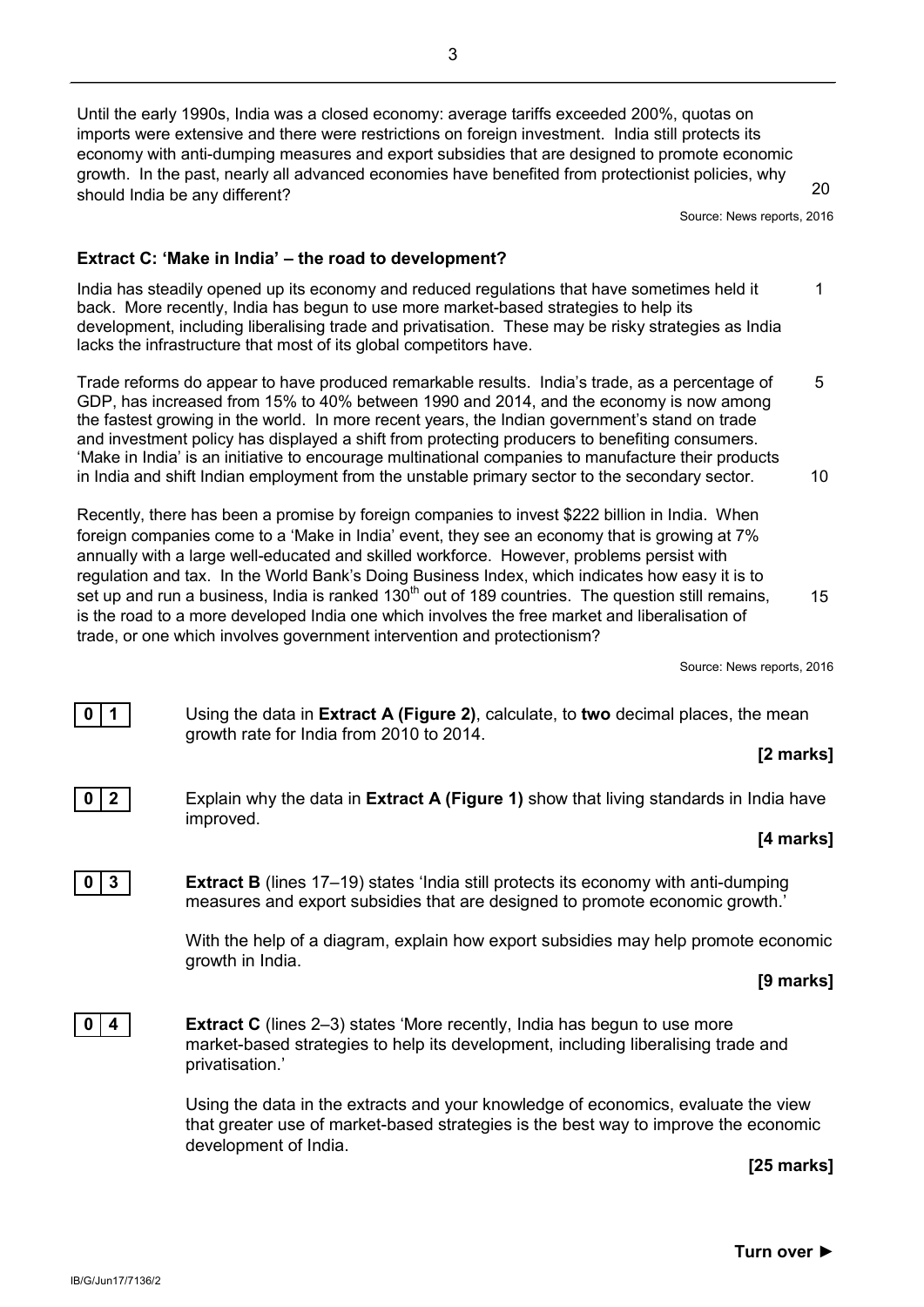Until the early 1990s, India was a closed economy: average tariffs exceeded 200%, quotas on imports were extensive and there were restrictions on foreign investment. India still protects its economy with anti-dumping measures and export subsidies that are designed to promote economic growth. In the past, nearly all advanced economies have benefited from protectionist policies, why should India be any different? 20

Source: News reports, 2016

### Extract C: 'Make in India' – the road to development?

India has steadily opened up its economy and reduced regulations that have sometimes held it back. More recently, India has begun to use more market-based strategies to help its development, including liberalising trade and privatisation. These may be risky strategies as India lacks the infrastructure that most of its global competitors have. 1

Trade reforms do appear to have produced remarkable results. India's trade, as a percentage of GDP, has increased from 15% to 40% between 1990 and 2014, and the economy is now among the fastest growing in the world. In more recent years, the Indian government's stand on trade and investment policy has displayed a shift from protecting producers to benefiting consumers. 'Make in India' is an initiative to encourage multinational companies to manufacture their products in India and shift Indian employment from the unstable primary sector to the secondary sector. 5 10

Recently, there has been a promise by foreign companies to invest \$222 billion in India. When foreign companies come to a 'Make in India' event, they see an economy that is growing at 7% annually with a large well-educated and skilled workforce. However, problems persist with regulation and tax. In the World Bank's Doing Business Index, which indicates how easy it is to set up and run a business, India is ranked 130th out of 189 countries. The question still remains, is the road to a more developed India one which involves the free market and liberalisation of trade, or one which involves government intervention and protectionism? 15

Source: News reports, 2016

**0 1** Using the data in **Extract A (Figure 2)**, calculate, to **two** decimal places, the mean growth rate for India from 2010 to 2014.

**[2 marks]**

**0 2** Explain why the data in **Extract A (Figure 1)** show that living standards in India have improved.

**[4 marks]**

**0 3** **Extract B** (lines 17–19) states 'India still protects its economy with anti-dumping measures and export subsidies that are designed to promote economic growth.'

With the help of a diagram, explain how export subsidies may help promote economic growth in India.

**[9 marks]**

**0 4** **Extract C** (lines 2–3) states 'More recently, India has begun to use more market-based strategies to help its development, including liberalising trade and privatisation.'

Using the data in the extracts and your knowledge of economics, evaluate the view that greater use of market-based strategies is the best way to improve the economic development of India.

**[25 marks]**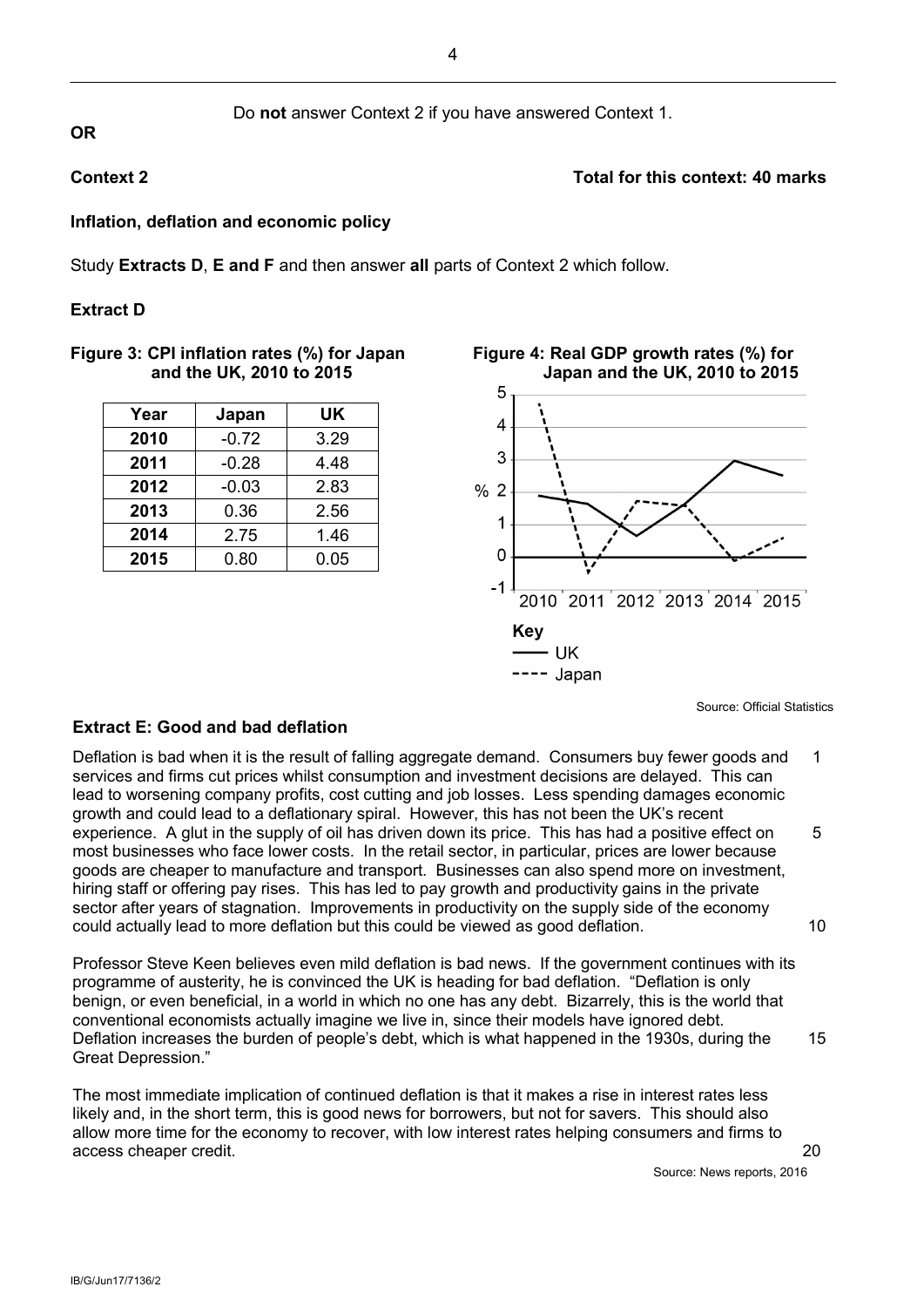Do **not** answer Context 2 if you have answered Context 1.

**OR**

**Context 2** **Total for this context: 40 marks**

**Inflation, deflation and economic policy**

Study **Extracts D**, **E and F** and then answer **all** parts of Context 2 which follow.

### Extract D

**Figure 3: CPI inflation rates (%) for Japan and the UK, 2010 to 2015**

| Year | Japan | UK |
|---|---|---|
| **2010** | -0.72 | 3.29 |
| **2011** | -0.28 | 4.48 |
| **2012** | -0.03 | 2.83 |
| **2013** | 0.36 | 2.56 |
| **2014** | 2.75 | 1.46 |
| **2015** | 0.80 | 0.05 |

**Figure 4: Real GDP growth rates (%) for Japan and the UK, 2010 to 2015**

%

5
4
3
2
1
0
-1

2010 2011 2012 2013 2014 2015

**Key**

UK

Japan

Source: Official Statistics

### Extract E: Good and bad deflation

Deflation is bad when it is the result of falling aggregate demand. Consumers buy fewer goods and services and firms cut prices whilst consumption and investment decisions are delayed. This can lead to worsening company profits, cost cutting and job losses. Less spending damages economic growth and could lead to a deflationary spiral. However, this has not been the UK's recent experience. A glut in the supply of oil has driven down its price. This has had a positive effect on most businesses who face lower costs. In the retail sector, in particular, prices are lower because goods are cheaper to manufacture and transport. Businesses can also spend more on investment, hiring staff or offering pay rises. This has led to pay growth and productivity gains in the private sector after years of stagnation. Improvements in productivity on the supply side of the economy could actually lead to more deflation but this could be viewed as good deflation.

Professor Steve Keen believes even mild deflation is bad news. If the government continues with its programme of austerity, he is convinced the UK is heading for bad deflation. "Deflation is only benign, or even beneficial, in a world in which no one has any debt. Bizarrely, this is the world that conventional economists actually imagine we live in, since their models have ignored debt. Deflation increases the burden of people's debt, which is what happened in the 1930s, during the Great Depression."

The most immediate implication of continued deflation is that it makes a rise in interest rates less likely and, in the short term, this is good news for borrowers, but not for savers. This should also allow more time for the economy to recover, with low interest rates helping consumers and firms to access cheaper credit.

Source: News reports, 2016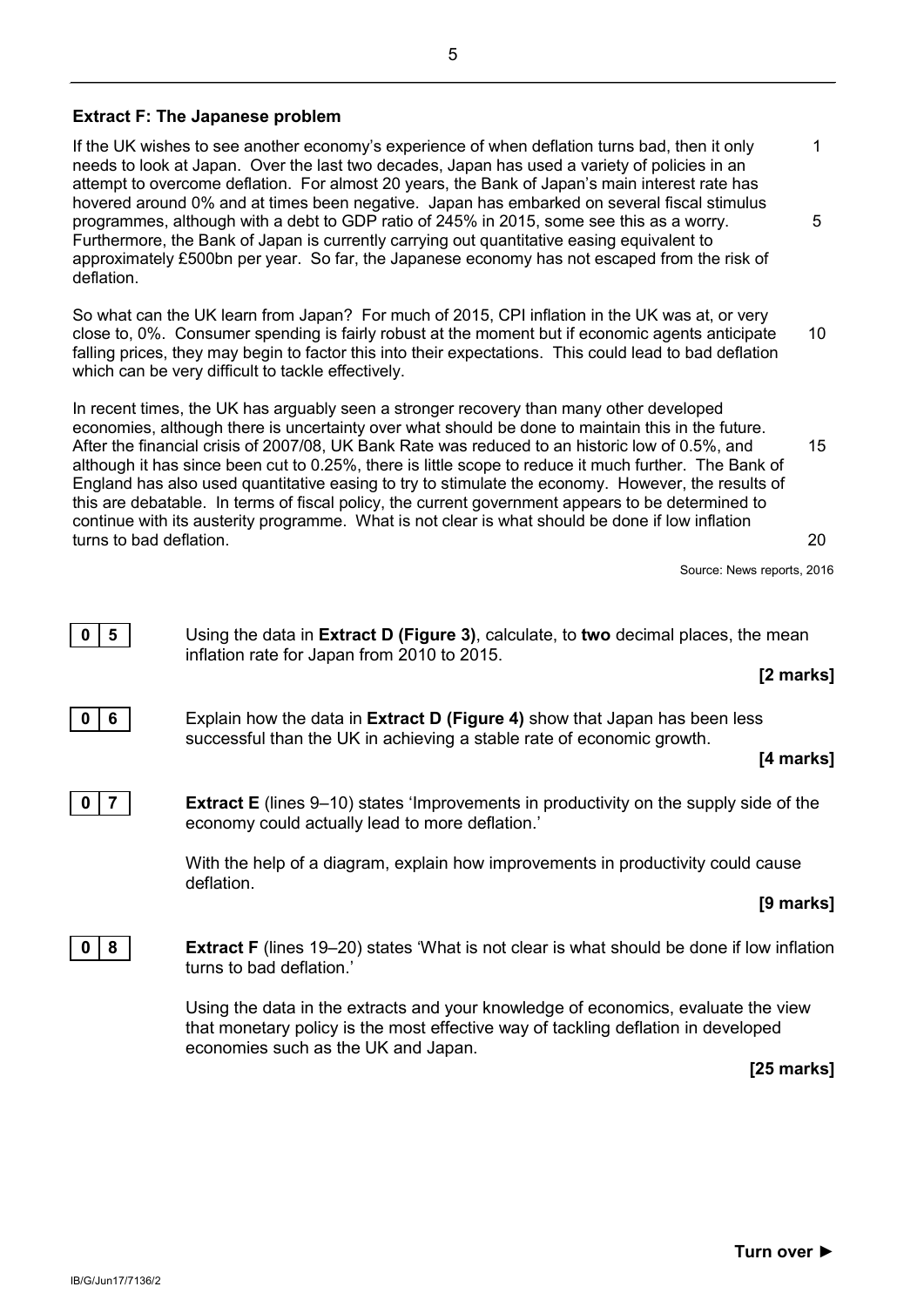### Extract F: The Japanese problem

If the UK wishes to see another economy's experience of when deflation turns bad, then it only needs to look at Japan. Over the last two decades, Japan has used a variety of policies in an attempt to overcome deflation. For almost 20 years, the Bank of Japan's main interest rate has hovered around 0% and at times been negative. Japan has embarked on several fiscal stimulus programmes, although with a debt to GDP ratio of 245% in 2015, some see this as a worry. Furthermore, the Bank of Japan is currently carrying out quantitative easing equivalent to approximately £500bn per year. So far, the Japanese economy has not escaped from the risk of deflation.

So what can the UK learn from Japan? For much of 2015, CPI inflation in the UK was at, or very close to, 0%. Consumer spending is fairly robust at the moment but if economic agents anticipate falling prices, they may begin to factor this into their expectations. This could lead to bad deflation which can be very difficult to tackle effectively.

In recent times, the UK has arguably seen a stronger recovery than many other developed economies, although there is uncertainty over what should be done to maintain this in the future. After the financial crisis of 2007/08, UK Bank Rate was reduced to an historic low of 0.5%, and although it has since been cut to 0.25%, there is little scope to reduce it much further. The Bank of England has also used quantitative easing to try to stimulate the economy. However, the results of this are debatable. In terms of fiscal policy, the current government appears to be determined to continue with its austerity programme. What is not clear is what should be done if low inflation turns to bad deflation.

Source: News reports, 2016

**0 5** Using the data in **Extract D (Figure 3)**, calculate, to **two** decimal places, the mean inflation rate for Japan from 2010 to 2015.

**[2 marks]**

**0 6** Explain how the data in **Extract D (Figure 4)** show that Japan has been less successful than the UK in achieving a stable rate of economic growth.

**[4 marks]**

**0 7** **Extract E** (lines 9–10) states 'Improvements in productivity on the supply side of the economy could actually lead to more deflation.'

With the help of a diagram, explain how improvements in productivity could cause deflation.

**[9 marks]**

**0 8** **Extract F** (lines 19–20) states 'What is not clear is what should be done if low inflation turns to bad deflation.'

Using the data in the extracts and your knowledge of economics, evaluate the view that monetary policy is the most effective way of tackling deflation in developed economies such as the UK and Japan.

**[25 marks]**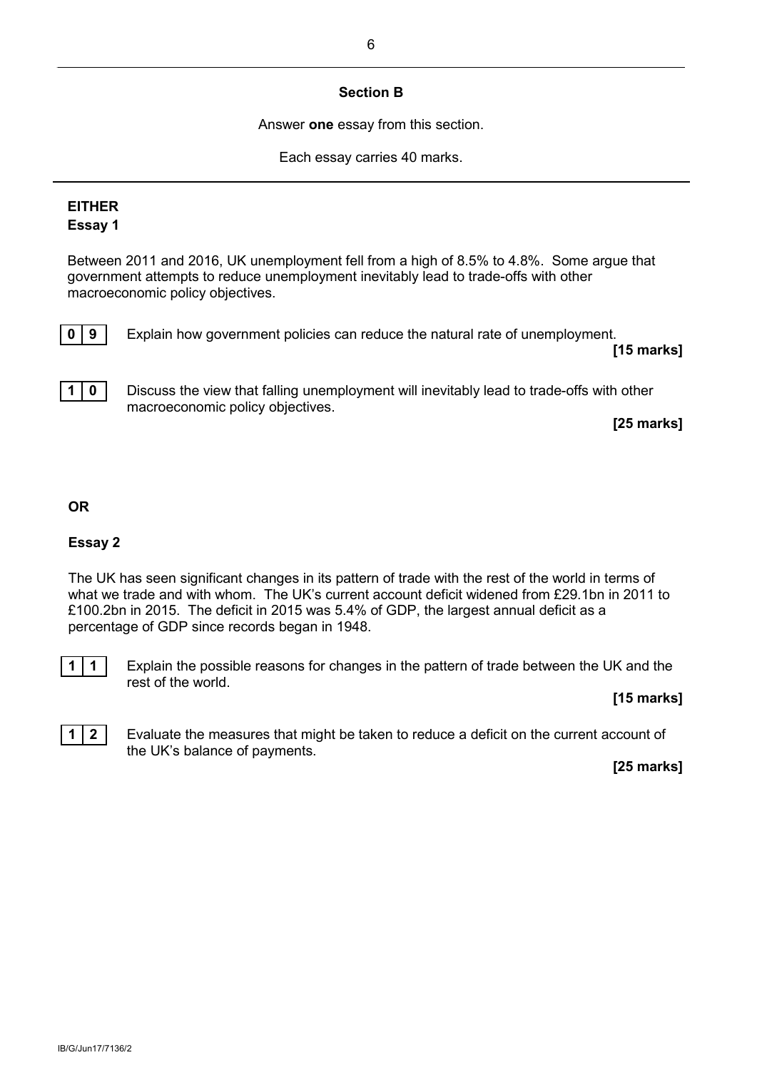## Section B

Answer **one** essay from this section.

Each essay carries 40 marks.

**EITHER**

**Essay 1**

Between 2011 and 2016, UK unemployment fell from a high of 8.5% to 4.8%. Some argue that government attempts to reduce unemployment inevitably lead to trade-offs with other macroeconomic policy objectives.

**0 9** Explain how government policies can reduce the natural rate of unemployment.

**[15 marks]**

**1 0** Discuss the view that falling unemployment will inevitably lead to trade-offs with other macroeconomic policy objectives.

**[25 marks]**

**OR**

**Essay 2**

The UK has seen significant changes in its pattern of trade with the rest of the world in terms of what we trade and with whom. The UK's current account deficit widened from £29.1bn in 2011 to £100.2bn in 2015. The deficit in 2015 was 5.4% of GDP, the largest annual deficit as a percentage of GDP since records began in 1948.

**1 1** Explain the possible reasons for changes in the pattern of trade between the UK and the rest of the world.

**[15 marks]**

**1 2** Evaluate the measures that might be taken to reduce a deficit on the current account of the UK's balance of payments.

**[25 marks]**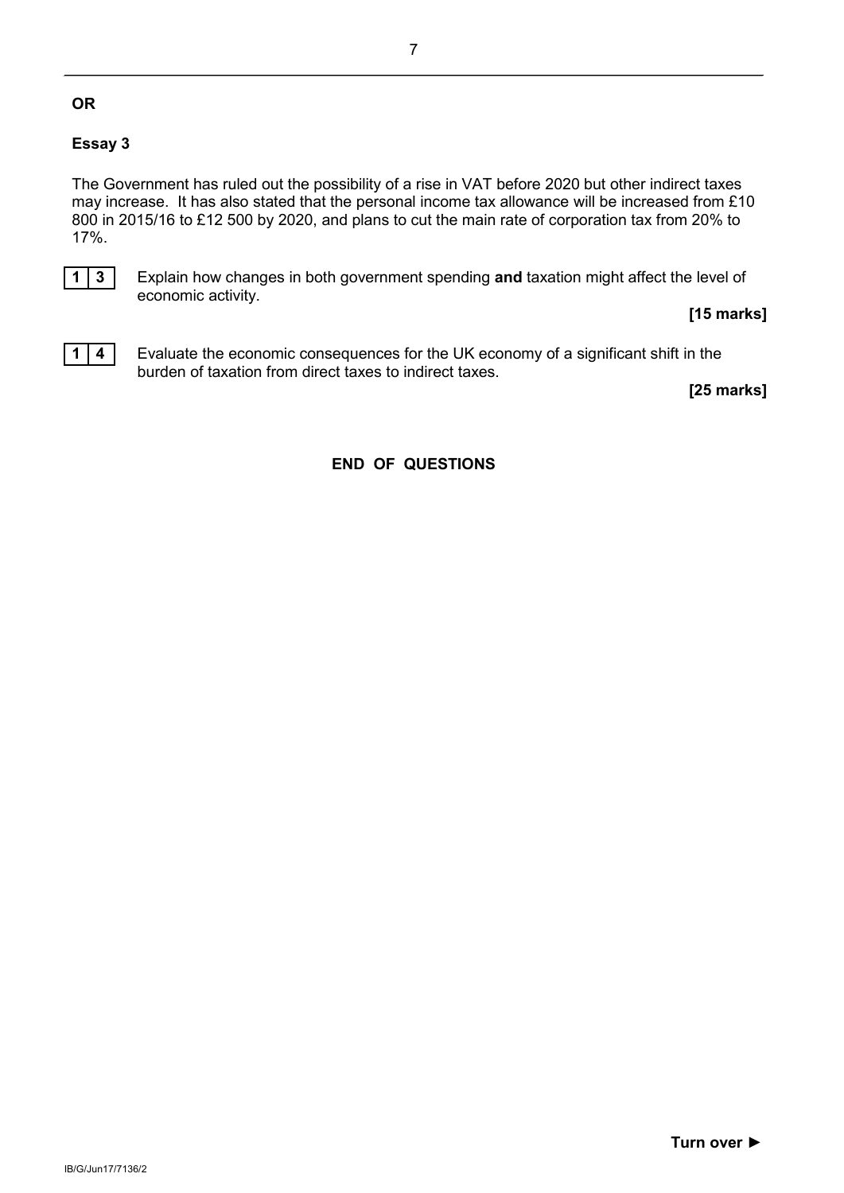**OR**

## Essay 3

The Government has ruled out the possibility of a rise in VAT before 2020 but other indirect taxes may increase. It has also stated that the personal income tax allowance will be increased from £10 800 in 2015/16 to £12 500 by 2020, and plans to cut the main rate of corporation tax from 20% to 17%.

**1 3** Explain how changes in both government spending **and** taxation might affect the level of economic activity.

**[15 marks]**

**1 4** Evaluate the economic consequences for the UK economy of a significant shift in the burden of taxation from direct taxes to indirect taxes.

**[25 marks]**

**END OF QUESTIONS**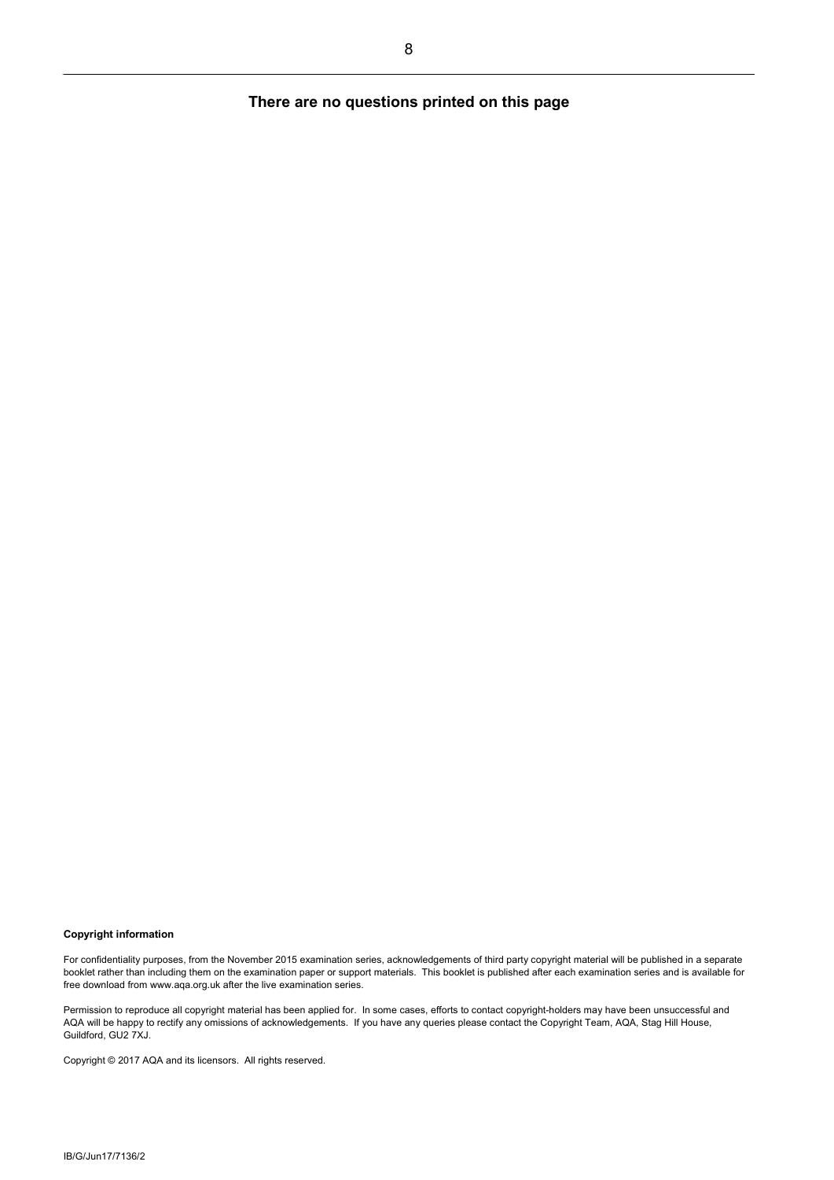**There are no questions printed on this page**

**Copyright information**

For confidentiality purposes, from the November 2015 examination series, acknowledgements of third party copyright material will be published in a separate booklet rather than including them on the examination paper or support materials. This booklet is published after each examination series and is available for free download from www.aqa.org.uk after the live examination series.

Permission to reproduce all copyright material has been applied for. In some cases, efforts to contact copyright-holders may have been unsuccessful and AQA will be happy to rectify any omissions of acknowledgements. If you have any queries please contact the Copyright Team, AQA, Stag Hill House, Guildford, GU2 7XJ.

Copyright © 2017 AQA and its licensors. All rights reserved.

IB/G/Jun17/7136/2